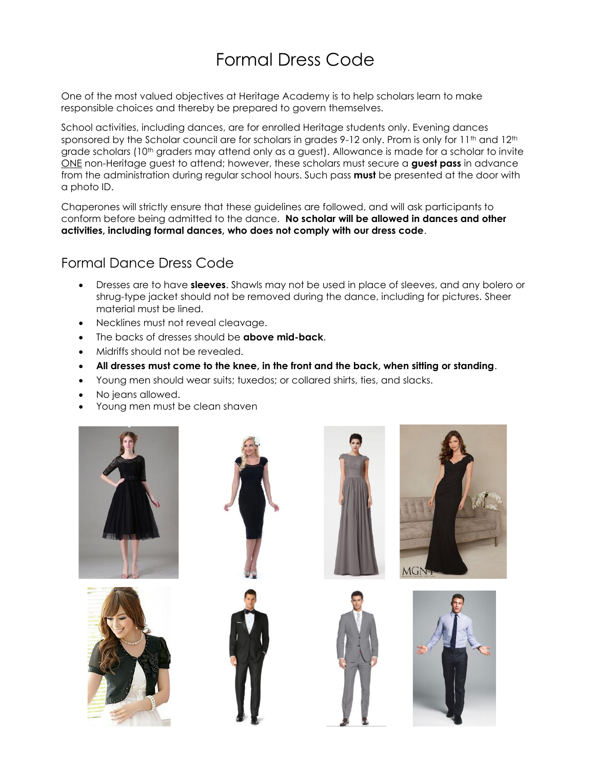# Formal Dress Code

One of the most valued objectives at Heritage Academy is to help scholars learn to make responsible choices and thereby be prepared to govern themselves.

School activities, including dances, are for enrolled Heritage students only. Evening dances sponsored by the Scholar council are for scholars in grades 9-12 only. Prom is only for 11th and 12th grade scholars (10th graders may attend only as a guest). Allowance is made for a scholar to invite ONE non-Heritage guest to attend; however, these scholars must secure a **guest pass** in advance from the administration during regular school hours. Such pass **must** be presented at the door with a photo ID.

Chaperones will strictly ensure that these guidelines are followed, and will ask participants to conform before being admitted to the dance. **No scholar will be allowed in dances and other activities, including formal dances, who does not comply with our dress code**.

## Formal Dance Dress Code

- Dresses are to have **sleeves**. Shawls may not be used in place of sleeves, and any bolero or shrug-type jacket should not be removed during the dance, including for pictures. Sheer material must be lined.
- Necklines must not reveal cleavage.
- The backs of dresses should be **above mid-back**.
- Midriffs should not be revealed.
- **All dresses must come to the knee, in the front and the back, when sitting or standing**.
- Young men should wear suits; tuxedos; or collared shirts, ties, and slacks.
- No jeans allowed.
- Young men must be clean shaven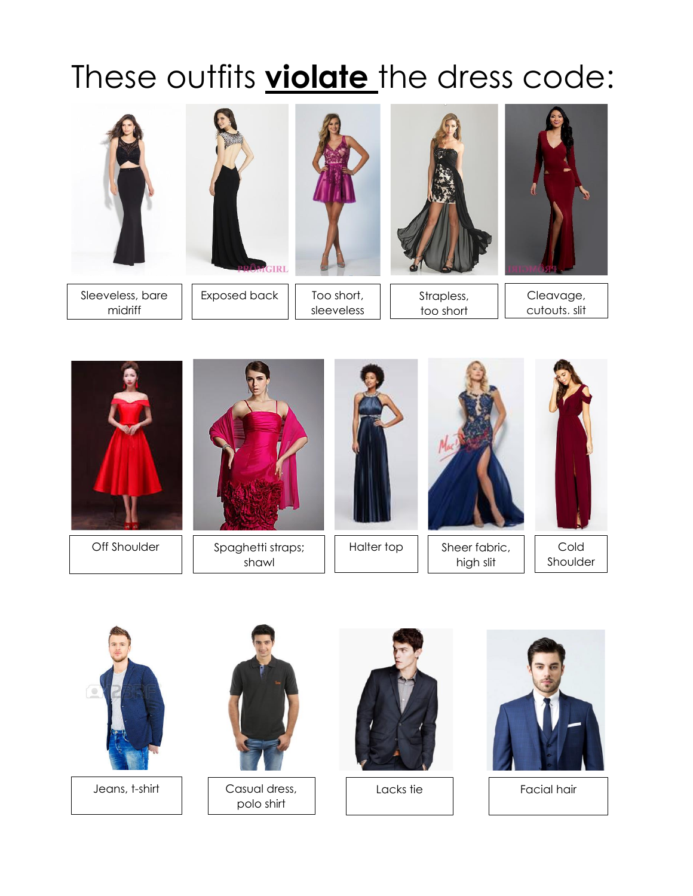# These outfits **violate** the dress code:

Sleeveless, bare midriff

Exposed back

Too short, sleeveless

Strapless, too short

Cleavage, cutouts. slit

Off Shoulder

Spaghetti straps; shawl

Halter top

Sheer fabric, high slit

Cold Shoulder

Jeans, t-shirt

Casual dress, polo shirt

Lacks tie

Facial hair